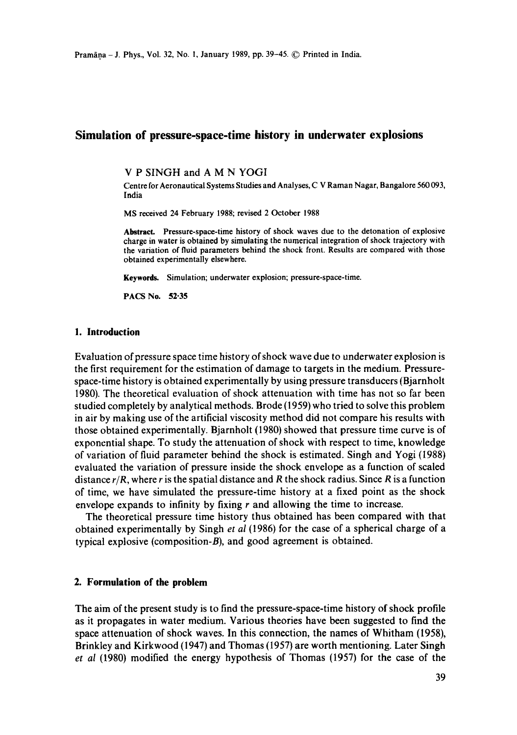# Simulation of pressure-space-time history in underwater explosions

V P SINGH and A M N YOGI

Centre for Aeronautical Systems Studies and Analyses, C V Raman Nagar, Bangalore 560 093, India

MS received 24 February 1988; revised 2 October 1988

**Abstract.** Pressure-space-time history of shock waves due to the detonation of explosive charge in water is obtained by simulating the numerical integration of shock trajectory with the variation of fluid parameters behind the shock front. Results are compared with those obtained experimentally elsewhere.

**Keywords.** Simulation; underwater explosion; pressure-space-time.

**PACS No.** 52·35

## 1. Introduction

Evaluation of pressure space time history of shock wave due to underwater explosion is the first requirement for the estimation of damage to targets in the medium. Pressure-space-time history is obtained experimentally by using pressure transducers (Bjarnholt 1980). The theoretical evaluation of shock attenuation with time has not so far been studied completely by analytical methods. Brode (1959) who tried to solve this problem in air by making use of the artificial viscosity method did not compare his results with those obtained experimentally. Bjarnholt (1980) showed that pressure time curve is of exponential shape. To study the attenuation of shock with respect to time, knowledge of variation of fluid parameter behind the shock is estimated. Singh and Yogi (1988) evaluated the variation of pressure inside the shock envelope as a function of scaled distance $r/R$, where $r$ is the spatial distance and $R$ the shock radius. Since $R$ is a function of time, we have simulated the pressure-time history at a fixed point as the shock envelope expands to infinity by fixing $r$ and allowing the time to increase.

The theoretical pressure time history thus obtained has been compared with that obtained experimentally by Singh *et al* (1986) for the case of a spherical charge of a typical explosive (composition-*B*), and good agreement is obtained.

## 2. Formulation of the problem

The aim of the present study is to find the pressure-space-time history of shock profile as it propagates in water medium. Various theories have been suggested to find the space attenuation of shock waves. In this connection, the names of Whitham (1958), Brinkley and Kirkwood (1947) and Thomas (1957) are worth mentioning. Later Singh *et al* (1980) modified the energy hypothesis of Thomas (1957) for the case of the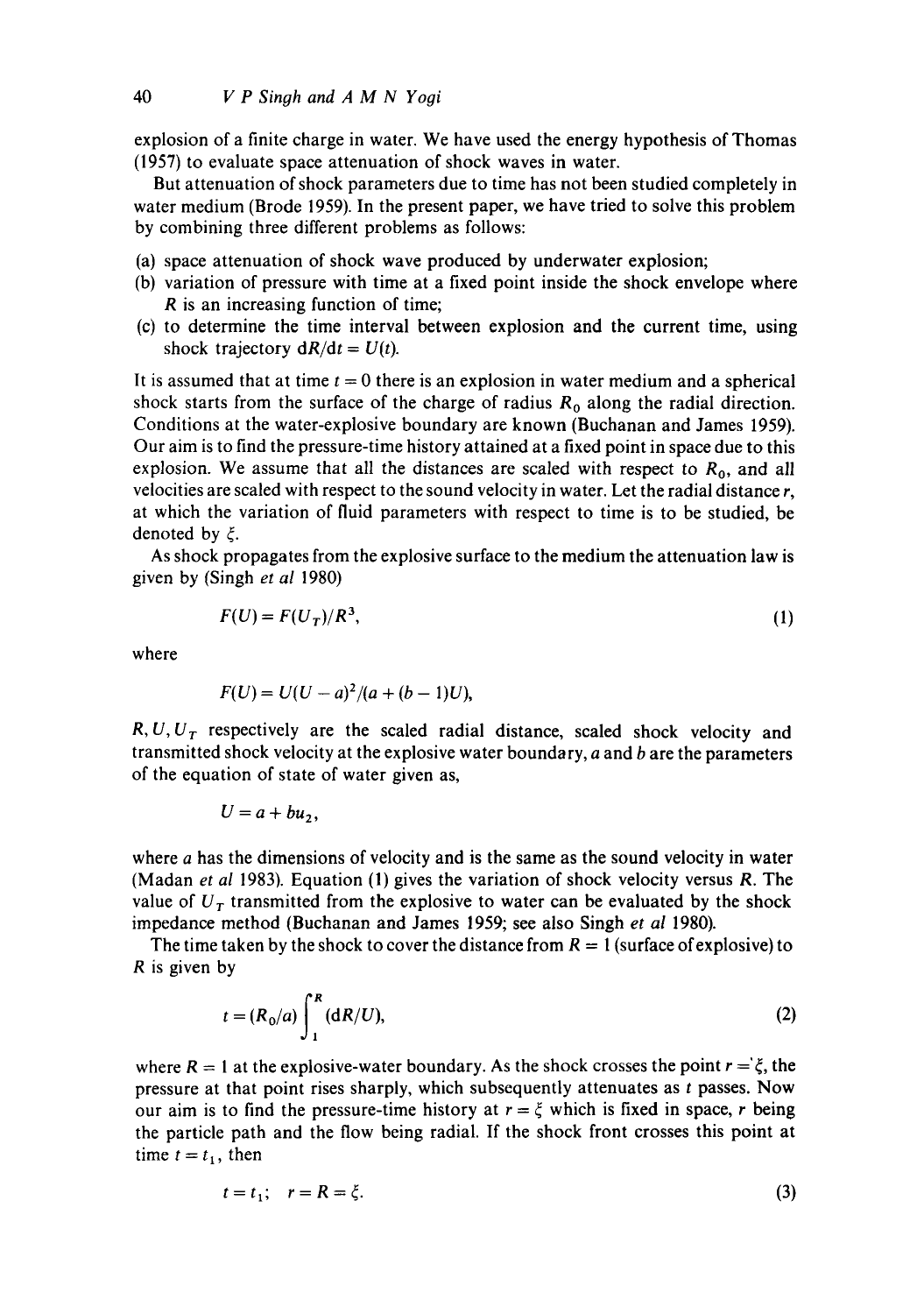explosion of a finite charge in water. We have used the energy hypothesis of Thomas (1957) to evaluate space attenuation of shock waves in water.

But attenuation of shock parameters due to time has not been studied completely in water medium (Brode 1959). In the present paper, we have tried to solve this problem by combining three different problems as follows:

(a) space attenuation of shock wave produced by underwater explosion;
(b) variation of pressure with time at a fixed point inside the shock envelope where $R$ is an increasing function of time;
(c) to determine the time interval between explosion and the current time, using shock trajectory $dR/dt = U(t)$.

It is assumed that at time $t = 0$ there is an explosion in water medium and a spherical shock starts from the surface of the charge of radius $R_0$ along the radial direction. Conditions at the water-explosive boundary are known (Buchanan and James 1959). Our aim is to find the pressure-time history attained at a fixed point in space due to this explosion. We assume that all the distances are scaled with respect to $R_0$, and all velocities are scaled with respect to the sound velocity in water. Let the radial distance $r$, at which the variation of fluid parameters with respect to time is to be studied, be denoted by $\xi$.

As shock propagates from the explosive surface to the medium the attenuation law is given by (Singh *et al* 1980)

$$F(U) = F(U_T)/R^3, \tag{1}$$

where

$$F(U) = U(U - a)^2/(a + (b - 1)U),$$

$R, U, U_T$ respectively are the scaled radial distance, scaled shock velocity and transmitted shock velocity at the explosive water boundary, $a$ and $b$ are the parameters of the equation of state of water given as,

$$U = a + bu_2,$$

where $a$ has the dimensions of velocity and is the same as the sound velocity in water (Madan *et al* 1983). Equation (1) gives the variation of shock velocity versus $R$. The value of $U_T$ transmitted from the explosive to water can be evaluated by the shock impedance method (Buchanan and James 1959; see also Singh *et al* 1980).

The time taken by the shock to cover the distance from $R = 1$ (surface of explosive) to $R$ is given by

$$t = (R_0/a)\int_1^R (dR/U), \tag{2}$$

where $R = 1$ at the explosive-water boundary. As the shock crosses the point $r = \xi$, the pressure at that point rises sharply, which subsequently attenuates as $t$ passes. Now our aim is to find the pressure-time history at $r = \xi$ which is fixed in space, $r$ being the particle path and the flow being radial. If the shock front crosses this point at time $t = t_1$, then

$$t = t_1; \quad r = R = \xi. \tag{3}$$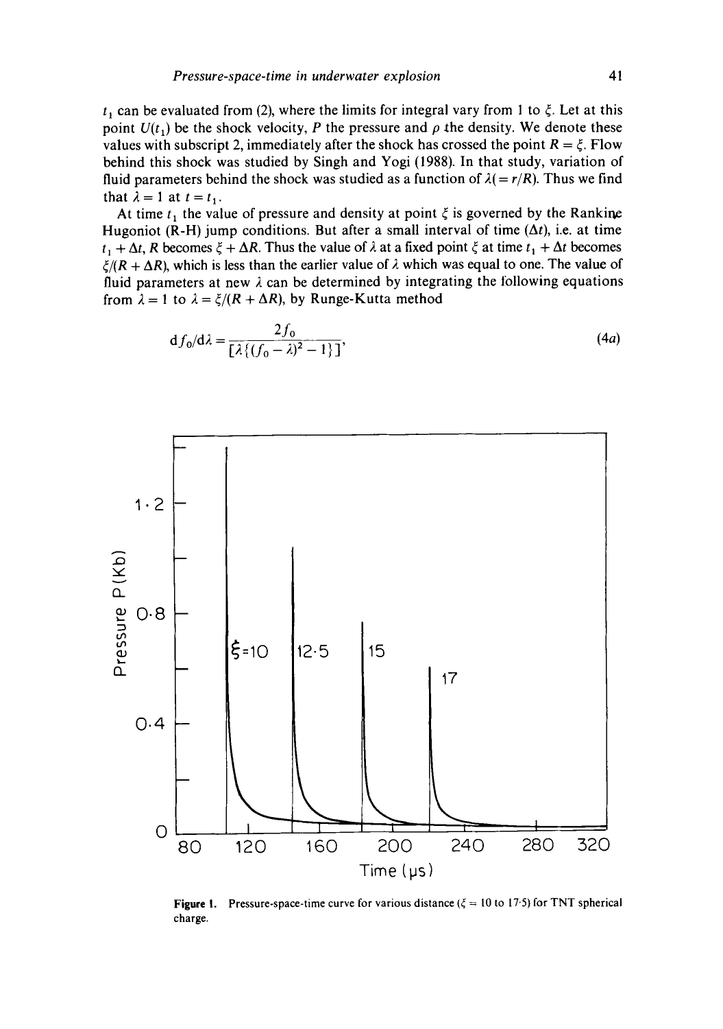$t_1$ can be evaluated from (2), where the limits for integral vary from 1 to $\xi$. Let at this point $U(t_1)$ be the shock velocity, $P$ the pressure and $\rho$ the density. We denote these values with subscript 2, immediately after the shock has crossed the point $R = \xi$. Flow behind this shock was studied by Singh and Yogi (1988). In that study, variation of fluid parameters behind the shock was studied as a function of $\lambda (= r/R)$. Thus we find that $\lambda = 1$ at $t = t_1$.

At time $t_1$ the value of pressure and density at point $\xi$ is governed by the Rankine Hugoniot (R-H) jump conditions. But after a small interval of time ($\Delta t$), i.e. at time $t_1 + \Delta t$, $R$ becomes $\xi + \Delta R$. Thus the value of $\lambda$ at a fixed point $\xi$ at time $t_1 + \Delta t$ becomes $\xi/(R + \Delta R)$, which is less than the earlier value of $\lambda$ which was equal to one. The value of fluid parameters at new $\lambda$ can be determined by integrating the following equations from $\lambda = 1$ to $\lambda = \xi/(R + \Delta R)$, by Runge-Kutta method

$$\mathrm{d}f_0/\mathrm{d}\lambda = \frac{2f_0}{[\lambda\{(f_0 - \lambda)^2 - 1\}]}, \tag{4a}$$

**Figure 1.** Pressure-space-time curve for various distance ($\xi = 10$ to 17·5) for TNT spherical charge.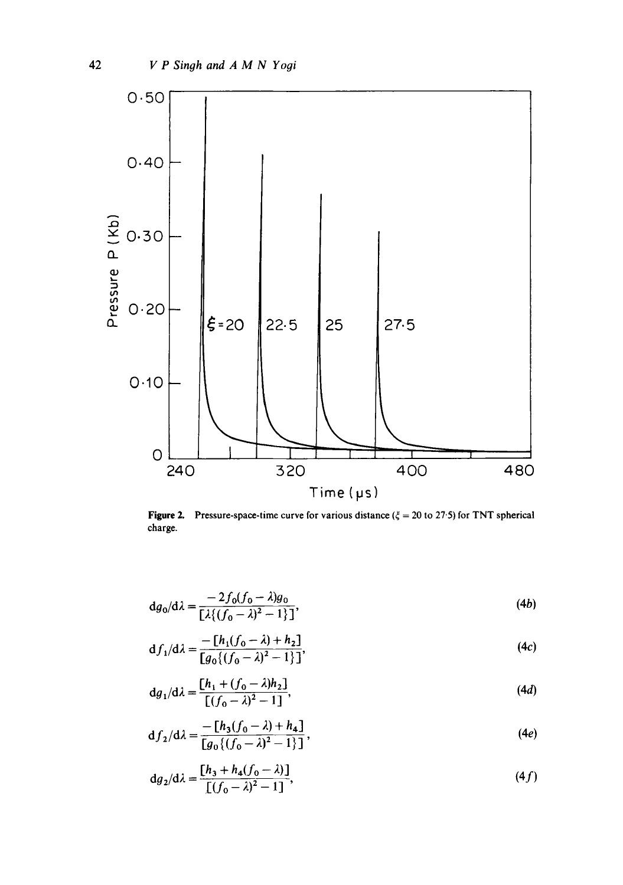**Figure 2.** Pressure-space-time curve for various distance ($\xi = 20$ to 27·5) for TNT spherical charge.

$$\mathrm{d}g_0/\mathrm{d}\lambda = \frac{-2f_0(f_0-\lambda)g_0}{[\lambda\{(f_0-\lambda)^2-1\}]}, \tag{4b}$$

$$\mathrm{d}f_1/\mathrm{d}\lambda = \frac{-[h_1(f_0-\lambda)+h_2]}{[g_0\{(f_0-\lambda)^2-1\}]}, \tag{4c}$$

$$\mathrm{d}g_1/\mathrm{d}\lambda = \frac{[h_1+(f_0-\lambda)h_2]}{[(f_0-\lambda)^2-1]}, \tag{4d}$$

$$\mathrm{d}f_2/\mathrm{d}\lambda = \frac{-[h_3(f_0-\lambda)+h_4]}{[g_0\{(f_0-\lambda)^2-1\}]}, \tag{4e}$$

$$\mathrm{d}g_2/\mathrm{d}\lambda = \frac{[h_3+h_4(f_0-\lambda)]}{[(f_0-\lambda)^2-1]}, \tag{4f}$$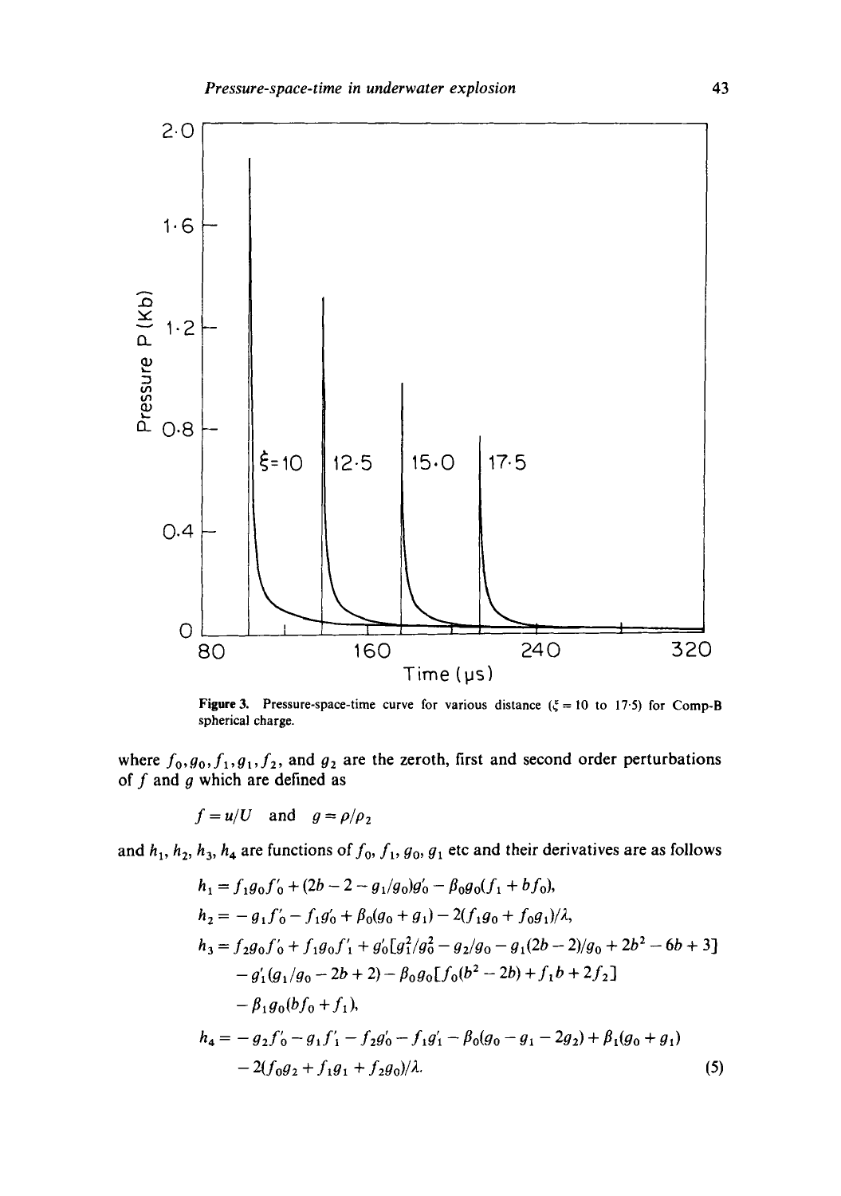Figure 3. Pressure-space-time curve for various distance ($\xi = 10$ to 17·5) for Comp-B spherical charge.

where $f_0, g_0, f_1, g_1, f_2$, and $g_2$ are the zeroth, first and second order perturbations of $f$ and $g$ which are defined as

$$f = u/U \quad \text{and} \quad g = \rho/\rho_2$$

and $h_1, h_2, h_3, h_4$ are functions of $f_0, f_1, g_0, g_1$ etc and their derivatives are as follows

$$\begin{aligned}
h_1 &= f_1 g_0 f'_0 + (2b - 2 - g_1/g_0) g'_0 - \beta_0 g_0 (f_1 + b f_0), \\
h_2 &= -g_1 f'_0 - f_1 g'_0 + \beta_0 (g_0 + g_1) - 2(f_1 g_0 + f_0 g_1)/\lambda, \\
h_3 &= f_2 g_0 f'_0 + f_1 g_0 f'_1 + g'_0 [g_1^2/g_0^2 - g_2/g_0 - g_1(2b - 2)/g_0 + 2b^2 - 6b + 3] \\
&\quad - g'_1 (g_1/g_0 - 2b + 2) - \beta_0 g_0 [f_0 (b^2 - 2b) + f_1 b + 2 f_2] \\
&\quad - \beta_1 g_0 (b f_0 + f_1), \\
h_4 &= -g_2 f'_0 - g_1 f'_1 - f_2 g'_0 - f_1 g'_1 - \beta_0 (g_0 - g_1 - 2g_2) + \beta_1 (g_0 + g_1) \\
&\quad - 2(f_0 g_2 + f_1 g_1 + f_2 g_0)/\lambda.
\end{aligned} \tag{5}$$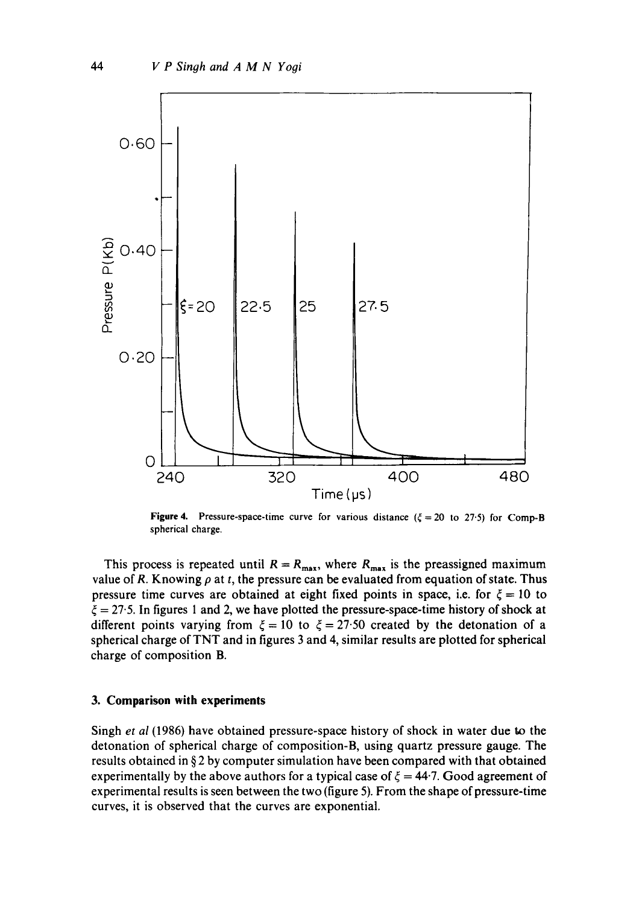Figure 4. Pressure-space-time curve for various distance ($\xi = 20$ to $27 \cdot 5$) for Comp-B spherical charge.

This process is repeated until $R = R_{max}$, where $R_{max}$ is the preassigned maximum value of $R$. Knowing $\rho$ at $t$, the pressure can be evaluated from equation of state. Thus pressure time curves are obtained at eight fixed points in space, i.e. for $\xi = 10$ to $\xi = 27 \cdot 5$. In figures 1 and 2, we have plotted the pressure-space-time history of shock at different points varying from $\xi = 10$ to $\xi = 27 \cdot 50$ created by the detonation of a spherical charge of TNT and in figures 3 and 4, similar results are plotted for spherical charge of composition B.

## 3. Comparison with experiments

Singh *et al* (1986) have obtained pressure-space history of shock in water due to the detonation of spherical charge of composition-B, using quartz pressure gauge. The results obtained in § 2 by computer simulation have been compared with that obtained experimentally by the above authors for a typical case of $\xi = 44 \cdot 7$. Good agreement of experimental results is seen between the two (figure 5). From the shape of pressure-time curves, it is observed that the curves are exponential.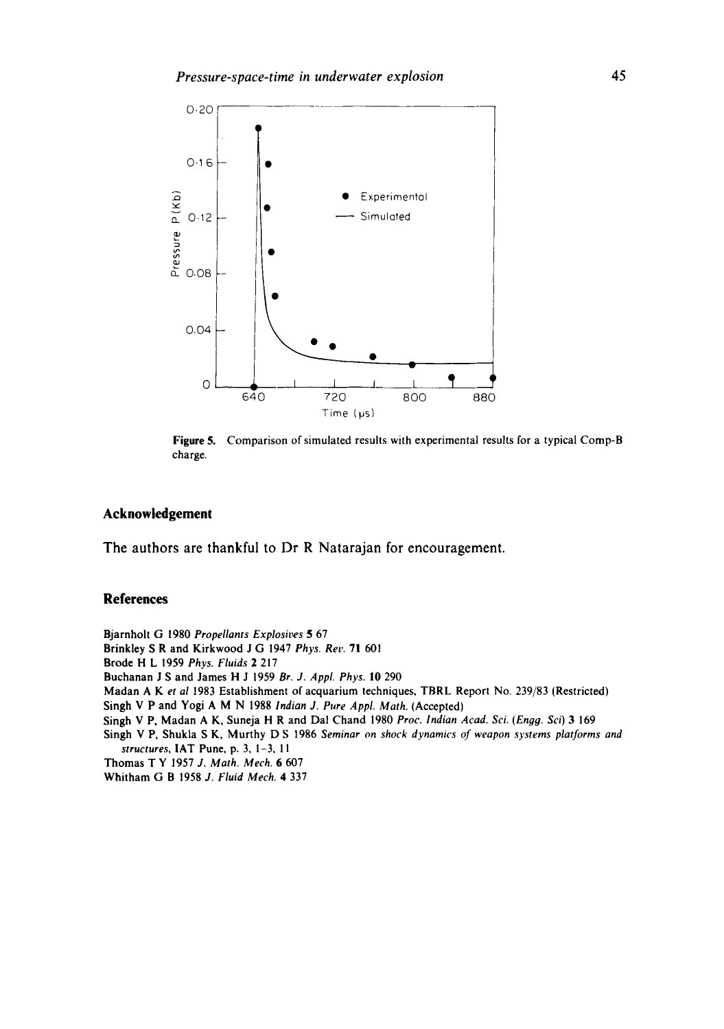0.20

0.16

0.12

0.08

0.04

0

Pressure P (Kb)

640

720

800

880

Time (μs)

Experimental

Simulated

**Figure 5.** Comparison of simulated results with experimental results for a typical Comp-B charge.

## Acknowledgement

The authors are thankful to Dr R Natarajan for encouragement.

## References

Bjarnholt G 1980 *Propellants Explosives* **5** 67

Brinkley S R and Kirkwood J G 1947 *Phys. Rev.* **71** 601

Brode H L 1959 *Phys. Fluids* **2** 217

Buchanan J S and James H J 1959 *Br. J. Appl. Phys.* **10** 290

Madan A K *et al* 1983 Establishment of acquarium techniques, TBRL Report No. 239/83 (Restricted)

Singh V P and Yogi A M N 1988 *Indian J. Pure Appl. Math.* (Accepted)

Singh V P, Madan A K, Suneja H R and Dal Chand 1980 *Proc. Indian Acad. Sci. (Engg. Sci)* **3** 169

Singh V P, Shukla S K, Murthy D S 1986 *Seminar on shock dynamics of weapon systems platforms and structures*, IAT Pune, p. 3, 1–3, 11

Thomas T Y 1957 *J. Math. Mech.* **6** 607

Whitham G B 1958 *J. Fluid Mech.* **4** 337